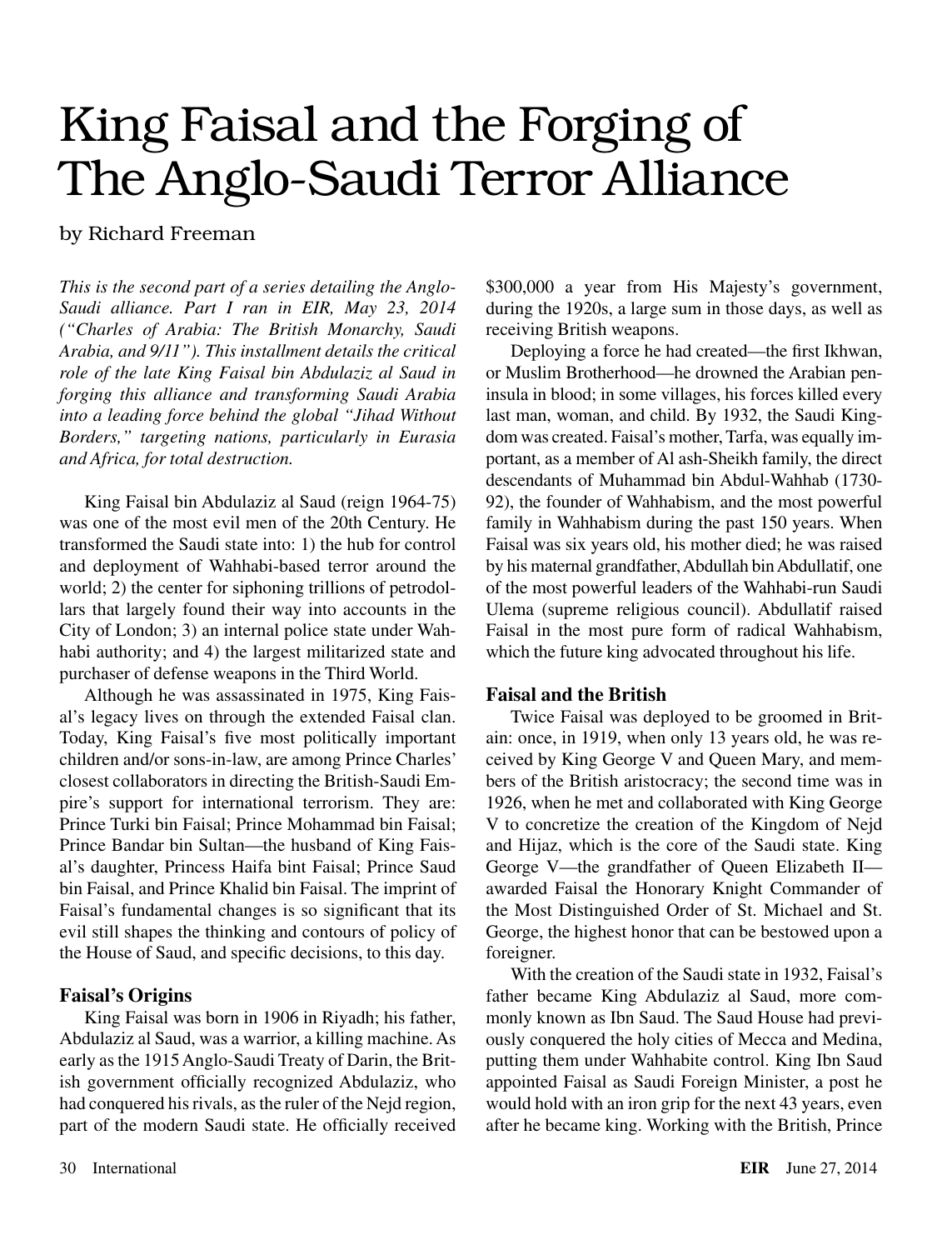# King Faisal and the Forging of The Anglo-Saudi Terror Alliance

by Richard Freeman

*This is the second part of a series detailing the Anglo-Saudi alliance. Part I ran in EIR, May 23, 2014 ("Charles of Arabia: The British Monarchy, Saudi Arabia, and 9/11"). This installment details the critical role of the late King Faisal bin Abdulaziz al Saud in forging this alliance and transforming Saudi Arabia into a leading force behind the global "Jihad Without Borders," targeting nations, particularly in Eurasia and Africa, for total destruction.*

King Faisal bin Abdulaziz al Saud (reign 1964-75) was one of the most evil men of the 20th Century. He transformed the Saudi state into: 1) the hub for control and deployment of Wahhabi-based terror around the world; 2) the center for siphoning trillions of petrodollars that largely found their way into accounts in the City of London; 3) an internal police state under Wahhabi authority; and 4) the largest militarized state and purchaser of defense weapons in the Third World.

Although he was assassinated in 1975, King Faisal's legacy lives on through the extended Faisal clan. Today, King Faisal's five most politically important children and/or sons-in-law, are among Prince Charles' closest collaborators in directing the British-Saudi Empire's support for international terrorism. They are: Prince Turki bin Faisal; Prince Mohammad bin Faisal; Prince Bandar bin Sultan—the husband of King Faisal's daughter, Princess Haifa bint Faisal; Prince Saud bin Faisal, and Prince Khalid bin Faisal. The imprint of Faisal's fundamental changes is so significant that its evil still shapes the thinking and contours of policy of the House of Saud, and specific decisions, to this day.

### Faisal's Origins

King Faisal was born in 1906 in Riyadh; his father, Abdulaziz al Saud, was a warrior, a killing machine. As early as the 1915 Anglo-Saudi Treaty of Darin, the British government officially recognized Abdulaziz, who had conquered his rivals, as the ruler of the Nejd region, part of the modern Saudi state. He officially received $300,000 a year from His Majesty's government, during the 1920s, a large sum in those days, as well as receiving British weapons.

Deploying a force he had created—the first Ikhwan, or Muslim Brotherhood—he drowned the Arabian peninsula in blood; in some villages, his forces killed every last man, woman, and child. By 1932, the Saudi Kingdom was created. Faisal's mother, Tarfa, was equally important, as a member of Al ash-Sheikh family, the direct descendants of Muhammad bin Abdul-Wahhab (1730-92), the founder of Wahhabism, and the most powerful family in Wahhabism during the past 150 years. When Faisal was six years old, his mother died; he was raised by his maternal grandfather, Abdullah bin Abdullatif, one of the most powerful leaders of the Wahhabi-run Saudi Ulema (supreme religious council). Abdullatif raised Faisal in the most pure form of radical Wahhabism, which the future king advocated throughout his life.

### Faisal and the British

Twice Faisal was deployed to be groomed in Britain: once, in 1919, when only 13 years old, he was received by King George V and Queen Mary, and members of the British aristocracy; the second time was in 1926, when he met and collaborated with King George V to concretize the creation of the Kingdom of Nejd and Hijaz, which is the core of the Saudi state. King George V—the grandfather of Queen Elizabeth II—awarded Faisal the Honorary Knight Commander of the Most Distinguished Order of St. Michael and St. George, the highest honor that can be bestowed upon a foreigner.

With the creation of the Saudi state in 1932, Faisal's father became King Abdulaziz al Saud, more commonly known as Ibn Saud. The Saud House had previously conquered the holy cities of Mecca and Medina, putting them under Wahhabite control. King Ibn Saud appointed Faisal as Saudi Foreign Minister, a post he would hold with an iron grip for the next 43 years, even after he became king. Working with the British, Prince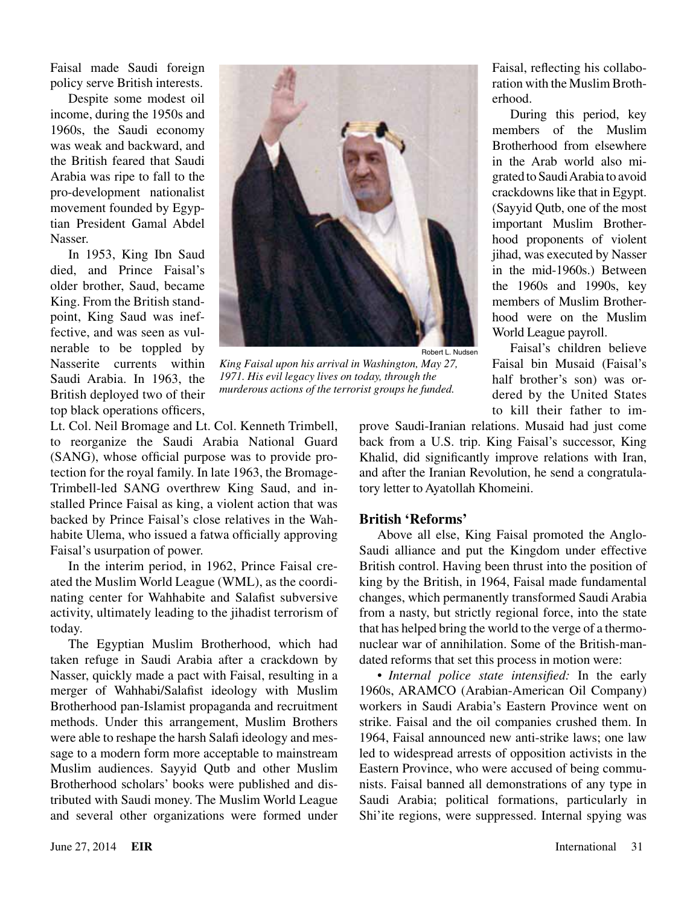Faisal made Saudi foreign policy serve British interests.

Despite some modest oil income, during the 1950s and 1960s, the Saudi economy was weak and backward, and the British feared that Saudi Arabia was ripe to fall to the pro-development nationalist movement founded by Egyptian President Gamal Abdel Nasser.

In 1953, King Ibn Saud died, and Prince Faisal's older brother, Saud, became King. From the British standpoint, King Saud was ineffective, and was seen as vulnerable to be toppled by Nasserite currents within Saudi Arabia. In 1963, the British deployed two of their top black operations officers, Lt. Col. Neil Bromage and Lt. Col. Kenneth Trimbell, to reorganize the Saudi Arabia National Guard (SANG), whose official purpose was to provide protection for the royal family. In late 1963, the Bromage-Trimbell-led SANG overthrew King Saud, and installed Prince Faisal as king, a violent action that was backed by Prince Faisal's close relatives in the Wahhabite Ulema, who issued a fatwa officially approving Faisal's usurpation of power.

Robert L. Nudsen

*King Faisal upon his arrival in Washington, May 27, 1971. His evil legacy lives on today, through the murderous actions of the terrorist groups he funded.*

In the interim period, in 1962, Prince Faisal created the Muslim World League (WML), as the coordinating center for Wahhabite and Salafist subversive activity, ultimately leading to the jihadist terrorism of today.

The Egyptian Muslim Brotherhood, which had taken refuge in Saudi Arabia after a crackdown by Nasser, quickly made a pact with Faisal, resulting in a merger of Wahhabi/Salafist ideology with Muslim Brotherhood pan-Islamist propaganda and recruitment methods. Under this arrangement, Muslim Brothers were able to reshape the harsh Salafi ideology and message to a modern form more acceptable to mainstream Muslim audiences. Sayyid Qutb and other Muslim Brotherhood scholars' books were published and distributed with Saudi money. The Muslim World League and several other organizations were formed under Faisal, reflecting his collaboration with the Muslim Brotherhood.

During this period, key members of the Muslim Brotherhood from elsewhere in the Arab world also migrated to Saudi Arabia to avoid crackdowns like that in Egypt. (Sayyid Qutb, one of the most important Muslim Brotherhood proponents of violent jihad, was executed by Nasser in the mid-1960s.) Between the 1960s and 1990s, key members of Muslim Brotherhood were on the Muslim World League payroll.

Faisal's children believe Faisal bin Musaid (Faisal's half brother's son) was ordered by the United States to kill their father to improve Saudi-Iranian relations. Musaid had just come back from a U.S. trip. King Faisal's successor, King Khalid, did significantly improve relations with Iran, and after the Iranian Revolution, he send a congratulatory letter to Ayatollah Khomeini.

## British 'Reforms'

Above all else, King Faisal promoted the Anglo-Saudi alliance and put the Kingdom under effective British control. Having been thrust into the position of king by the British, in 1964, Faisal made fundamental changes, which permanently transformed Saudi Arabia from a nasty, but strictly regional force, into the state that has helped bring the world to the verge of a thermonuclear war of annihilation. Some of the British-mandated reforms that set this process in motion were:

• *Internal police state intensified:* In the early 1960s, ARAMCO (Arabian-American Oil Company) workers in Saudi Arabia's Eastern Province went on strike. Faisal and the oil companies crushed them. In 1964, Faisal announced new anti-strike laws; one law led to widespread arrests of opposition activists in the Eastern Province, who were accused of being communists. Faisal banned all demonstrations of any type in Saudi Arabia; political formations, particularly in Shi'ite regions, were suppressed. Internal spying was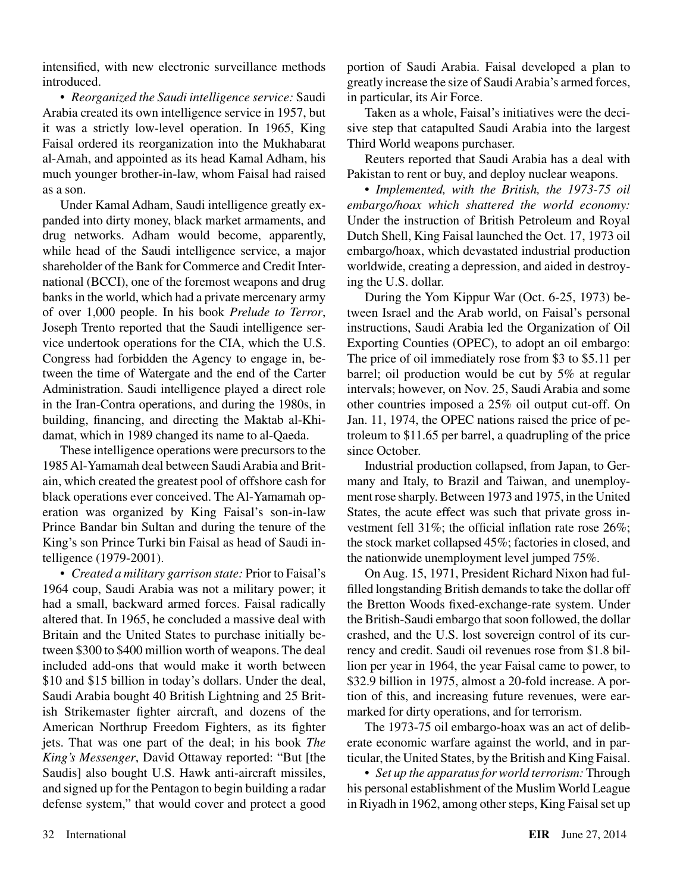intensified, with new electronic surveillance methods introduced.

• *Reorganized the Saudi intelligence service:* Saudi Arabia created its own intelligence service in 1957, but it was a strictly low-level operation. In 1965, King Faisal ordered its reorganization into the Mukhabarat al-Amah, and appointed as its head Kamal Adham, his much younger brother-in-law, whom Faisal had raised as a son.

Under Kamal Adham, Saudi intelligence greatly expanded into dirty money, black market armaments, and drug networks. Adham would become, apparently, while head of the Saudi intelligence service, a major shareholder of the Bank for Commerce and Credit International (BCCI), one of the foremost weapons and drug banks in the world, which had a private mercenary army of over 1,000 people. In his book *Prelude to Terror*, Joseph Trento reported that the Saudi intelligence service undertook operations for the CIA, which the U.S. Congress had forbidden the Agency to engage in, between the time of Watergate and the end of the Carter Administration. Saudi intelligence played a direct role in the Iran-Contra operations, and during the 1980s, in building, financing, and directing the Maktab al-Khidamat, which in 1989 changed its name to al-Qaeda.

These intelligence operations were precursors to the 1985 Al-Yamamah deal between Saudi Arabia and Britain, which created the greatest pool of offshore cash for black operations ever conceived. The Al-Yamamah operation was organized by King Faisal's son-in-law Prince Bandar bin Sultan and during the tenure of the King's son Prince Turki bin Faisal as head of Saudi intelligence (1979-2001).

• *Created a military garrison state:* Prior to Faisal's 1964 coup, Saudi Arabia was not a military power; it had a small, backward armed forces. Faisal radically altered that. In 1965, he concluded a massive deal with Britain and the United States to purchase initially between $300 to $400 million worth of weapons. The deal included add-ons that would make it worth between $10 and $15 billion in today's dollars. Under the deal, Saudi Arabia bought 40 British Lightning and 25 British Strikemaster fighter aircraft, and dozens of the American Northrup Freedom Fighters, as its fighter jets. That was one part of the deal; in his book *The King's Messenger*, David Ottaway reported: "But [the Saudis] also bought U.S. Hawk anti-aircraft missiles, and signed up for the Pentagon to begin building a radar defense system," that would cover and protect a good portion of Saudi Arabia. Faisal developed a plan to greatly increase the size of Saudi Arabia's armed forces, in particular, its Air Force.

Taken as a whole, Faisal's initiatives were the decisive step that catapulted Saudi Arabia into the largest Third World weapons purchaser.

Reuters reported that Saudi Arabia has a deal with Pakistan to rent or buy, and deploy nuclear weapons.

• *Implemented, with the British, the 1973-75 oil embargo/hoax which shattered the world economy:* Under the instruction of British Petroleum and Royal Dutch Shell, King Faisal launched the Oct. 17, 1973 oil embargo/hoax, which devastated industrial production worldwide, creating a depression, and aided in destroying the U.S. dollar.

During the Yom Kippur War (Oct. 6-25, 1973) between Israel and the Arab world, on Faisal's personal instructions, Saudi Arabia led the Organization of Oil Exporting Counties (OPEC), to adopt an oil embargo: The price of oil immediately rose from $3 to $5.11 per barrel; oil production would be cut by 5% at regular intervals; however, on Nov. 25, Saudi Arabia and some other countries imposed a 25% oil output cut-off. On Jan. 11, 1974, the OPEC nations raised the price of petroleum to $11.65 per barrel, a quadrupling of the price since October.

Industrial production collapsed, from Japan, to Germany and Italy, to Brazil and Taiwan, and unemployment rose sharply. Between 1973 and 1975, in the United States, the acute effect was such that private gross investment fell 31%; the official inflation rate rose 26%; the stock market collapsed 45%; factories in closed, and the nationwide unemployment level jumped 75%.

On Aug. 15, 1971, President Richard Nixon had fulfilled longstanding British demands to take the dollar off the Bretton Woods fixed-exchange-rate system. Under the British-Saudi embargo that soon followed, the dollar crashed, and the U.S. lost sovereign control of its currency and credit. Saudi oil revenues rose from $1.8 billion per year in 1964, the year Faisal came to power, to $32.9 billion in 1975, almost a 20-fold increase. A portion of this, and increasing future revenues, were earmarked for dirty operations, and for terrorism.

The 1973-75 oil embargo-hoax was an act of deliberate economic warfare against the world, and in particular, the United States, by the British and King Faisal.

• *Set up the apparatus for world terrorism:* Through his personal establishment of the Muslim World League in Riyadh in 1962, among other steps, King Faisal set up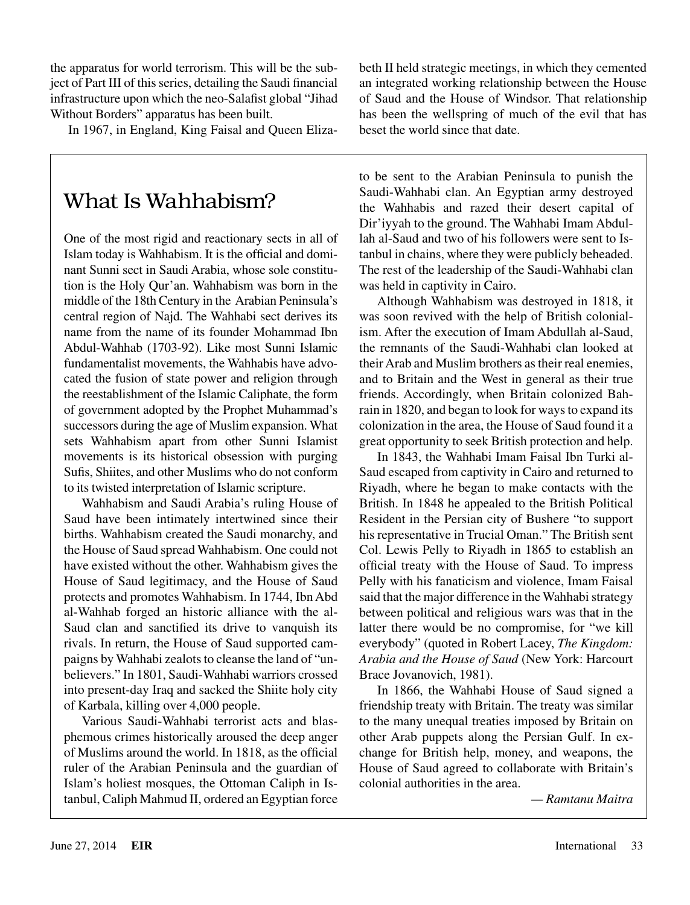the apparatus for world terrorism. This will be the subject of Part III of this series, detailing the Saudi financial infrastructure upon which the neo-Salafist global "Jihad Without Borders" apparatus has been built.

In 1967, in England, King Faisal and Queen Elizabeth II held strategic meetings, in which they cemented an integrated working relationship between the House of Saud and the House of Windsor. That relationship has been the wellspring of much of the evil that has beset the world since that date.

## What Is Wahhabism?

One of the most rigid and reactionary sects in all of Islam today is Wahhabism. It is the official and dominant Sunni sect in Saudi Arabia, whose sole constitution is the Holy Qur'an. Wahhabism was born in the middle of the 18th Century in the Arabian Peninsula's central region of Najd. The Wahhabi sect derives its name from the name of its founder Mohammad Ibn Abdul-Wahhab (1703-92). Like most Sunni Islamic fundamentalist movements, the Wahhabis have advocated the fusion of state power and religion through the reestablishment of the Islamic Caliphate, the form of government adopted by the Prophet Muhammad's successors during the age of Muslim expansion. What sets Wahhabism apart from other Sunni Islamist movements is its historical obsession with purging Sufis, Shiites, and other Muslims who do not conform to its twisted interpretation of Islamic scripture.

Wahhabism and Saudi Arabia's ruling House of Saud have been intimately intertwined since their births. Wahhabism created the Saudi monarchy, and the House of Saud spread Wahhabism. One could not have existed without the other. Wahhabism gives the House of Saud legitimacy, and the House of Saud protects and promotes Wahhabism. In 1744, Ibn Abd al-Wahhab forged an historic alliance with the al-Saud clan and sanctified its drive to vanquish its rivals. In return, the House of Saud supported campaigns by Wahhabi zealots to cleanse the land of "unbelievers." In 1801, Saudi-Wahhabi warriors crossed into present-day Iraq and sacked the Shiite holy city of Karbala, killing over 4,000 people.

Various Saudi-Wahhabi terrorist acts and blasphemous crimes historically aroused the deep anger of Muslims around the world. In 1818, as the official ruler of the Arabian Peninsula and the guardian of Islam's holiest mosques, the Ottoman Caliph in Istanbul, Caliph Mahmud II, ordered an Egyptian force to be sent to the Arabian Peninsula to punish the Saudi-Wahhabi clan. An Egyptian army destroyed the Wahhabis and razed their desert capital of Dir'iyyah to the ground. The Wahhabi Imam Abdullah al-Saud and two of his followers were sent to Istanbul in chains, where they were publicly beheaded. The rest of the leadership of the Saudi-Wahhabi clan was held in captivity in Cairo.

Although Wahhabism was destroyed in 1818, it was soon revived with the help of British colonialism. After the execution of Imam Abdullah al-Saud, the remnants of the Saudi-Wahhabi clan looked at their Arab and Muslim brothers as their real enemies, and to Britain and the West in general as their true friends. Accordingly, when Britain colonized Bahrain in 1820, and began to look for ways to expand its colonization in the area, the House of Saud found it a great opportunity to seek British protection and help.

In 1843, the Wahhabi Imam Faisal Ibn Turki al-Saud escaped from captivity in Cairo and returned to Riyadh, where he began to make contacts with the British. In 1848 he appealed to the British Political Resident in the Persian city of Bushere "to support his representative in Trucial Oman." The British sent Col. Lewis Pelly to Riyadh in 1865 to establish an official treaty with the House of Saud. To impress Pelly with his fanaticism and violence, Imam Faisal said that the major difference in the Wahhabi strategy between political and religious wars was that in the latter there would be no compromise, for "we kill everybody" (quoted in Robert Lacey, *The Kingdom: Arabia and the House of Saud* (New York: Harcourt Brace Jovanovich, 1981).

In 1866, the Wahhabi House of Saud signed a friendship treaty with Britain. The treaty was similar to the many unequal treaties imposed by Britain on other Arab puppets along the Persian Gulf. In exchange for British help, money, and weapons, the House of Saud agreed to collaborate with Britain's colonial authorities in the area.

*— Ramtanu Maitra*